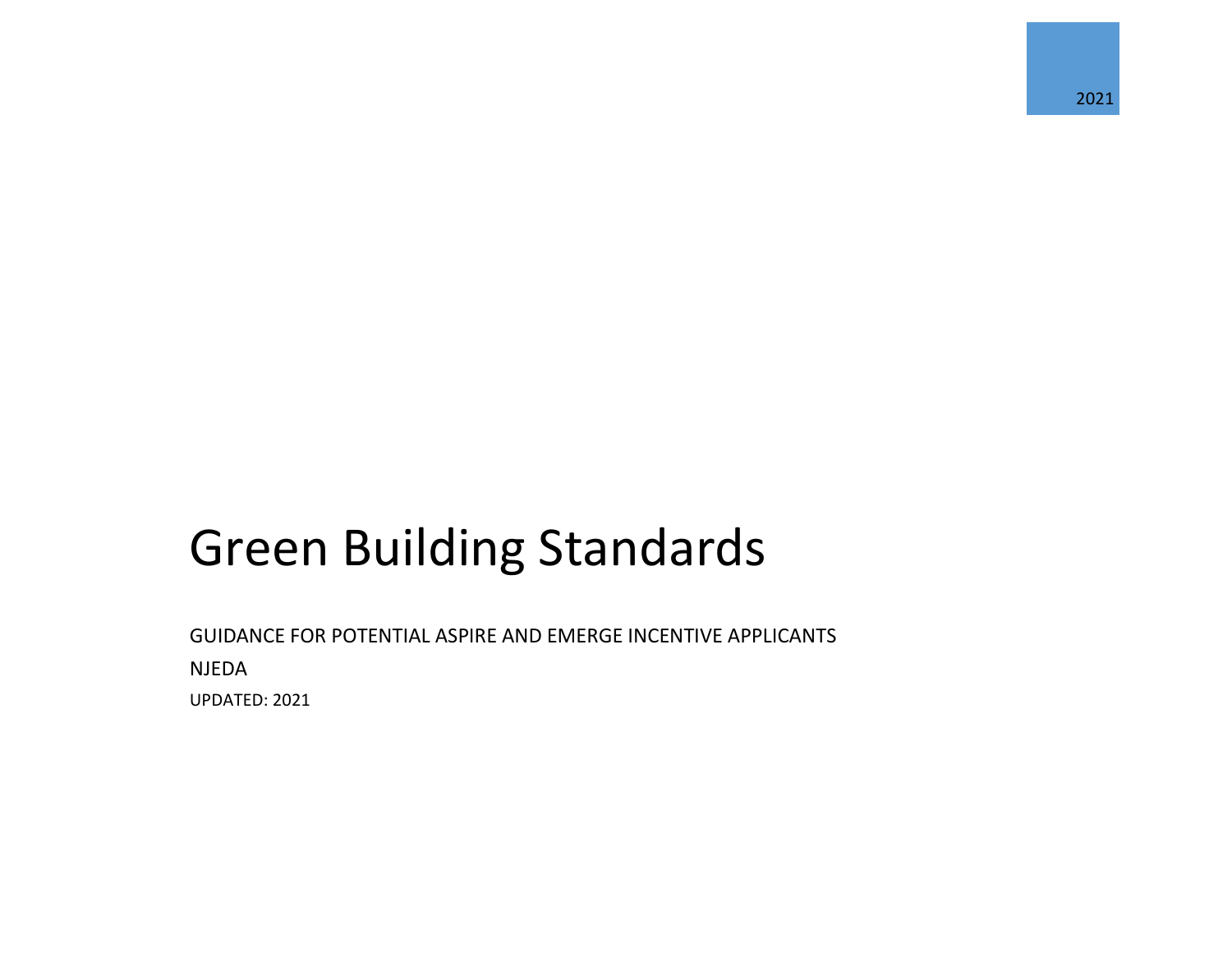2021

# Green Building Standards

GUIDANCE FOR POTENTIAL ASPIRE AND EMERGE INCENTIVE APPLICANTS

NJEDA

UPDATED: 2021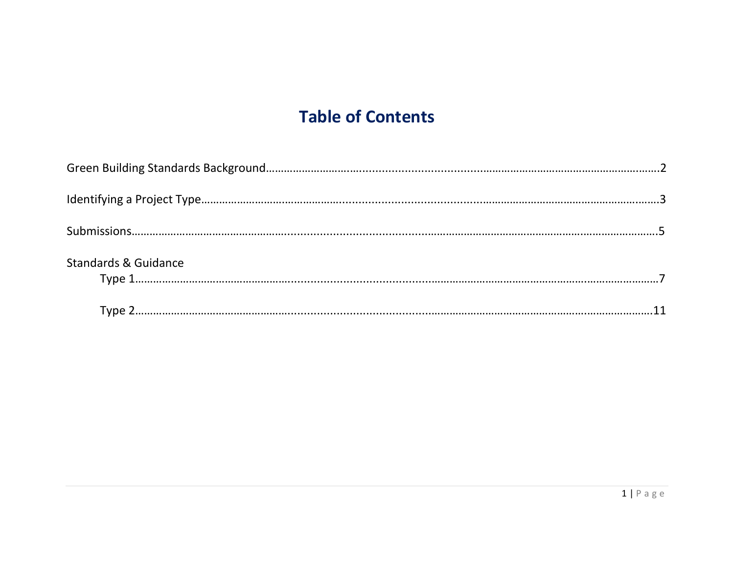# Table of Contents

Green Building Standards Background……………………………………………………………………………………………….2

Identifying a Project Type……………………………………………………………………………………………………………….3

Submissions…………………………………………………………………………………………………………………………………….5

Standards & Guidance

- Type 1……………………………………………………………………………………………………………………………………7
- Type 2……………………………………………………………………………………………………………………………………11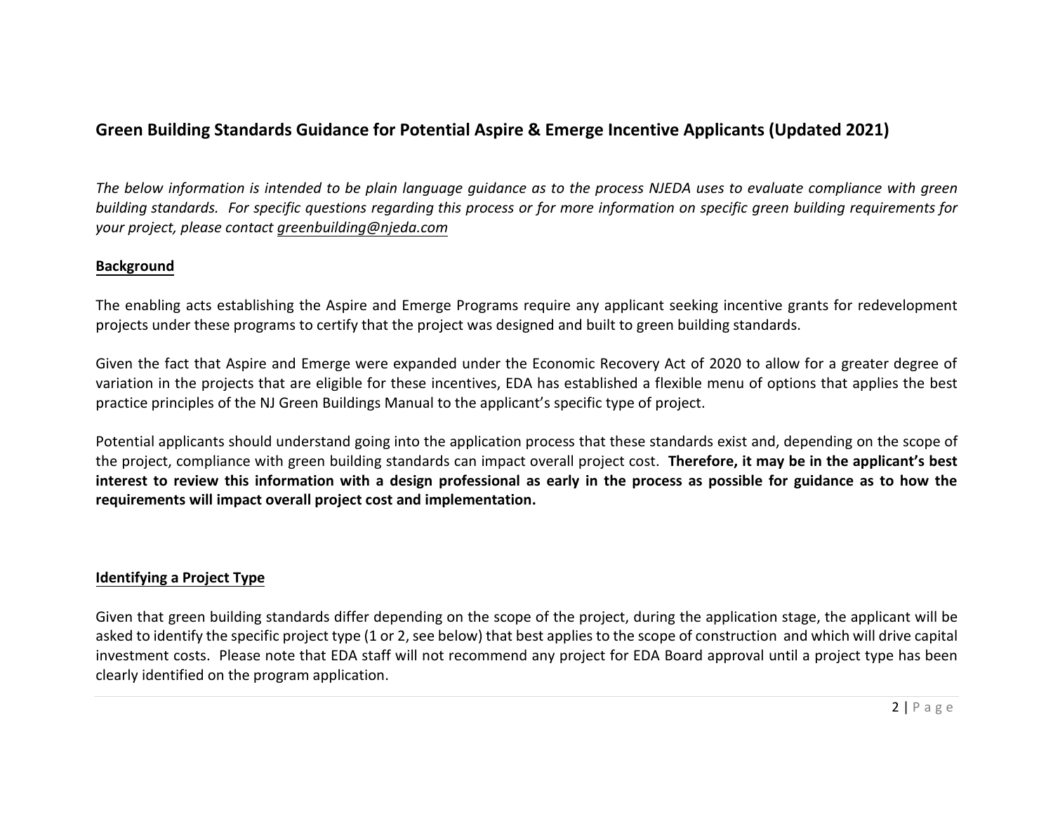## Green Building Standards Guidance for Potential Aspire & Emerge Incentive Applicants (Updated 2021)

*The below information is intended to be plain language guidance as to the process NJEDA uses to evaluate compliance with green building standards. For specific questions regarding this process or for more information on specific green building requirements for your project, please contact greenbuilding@njeda.com*

### Background

The enabling acts establishing the Aspire and Emerge Programs require any applicant seeking incentive grants for redevelopment projects under these programs to certify that the project was designed and built to green building standards.

Given the fact that Aspire and Emerge were expanded under the Economic Recovery Act of 2020 to allow for a greater degree of variation in the projects that are eligible for these incentives, EDA has established a flexible menu of options that applies the best practice principles of the NJ Green Buildings Manual to the applicant's specific type of project.

Potential applicants should understand going into the application process that these standards exist and, depending on the scope of the project, compliance with green building standards can impact overall project cost. **Therefore, it may be in the applicant's best interest to review this information with a design professional as early in the process as possible for guidance as to how the requirements will impact overall project cost and implementation.**

### Identifying a Project Type

Given that green building standards differ depending on the scope of the project, during the application stage, the applicant will be asked to identify the specific project type (1 or 2, see below) that best applies to the scope of construction and which will drive capital investment costs. Please note that EDA staff will not recommend any project for EDA Board approval until a project type has been clearly identified on the program application.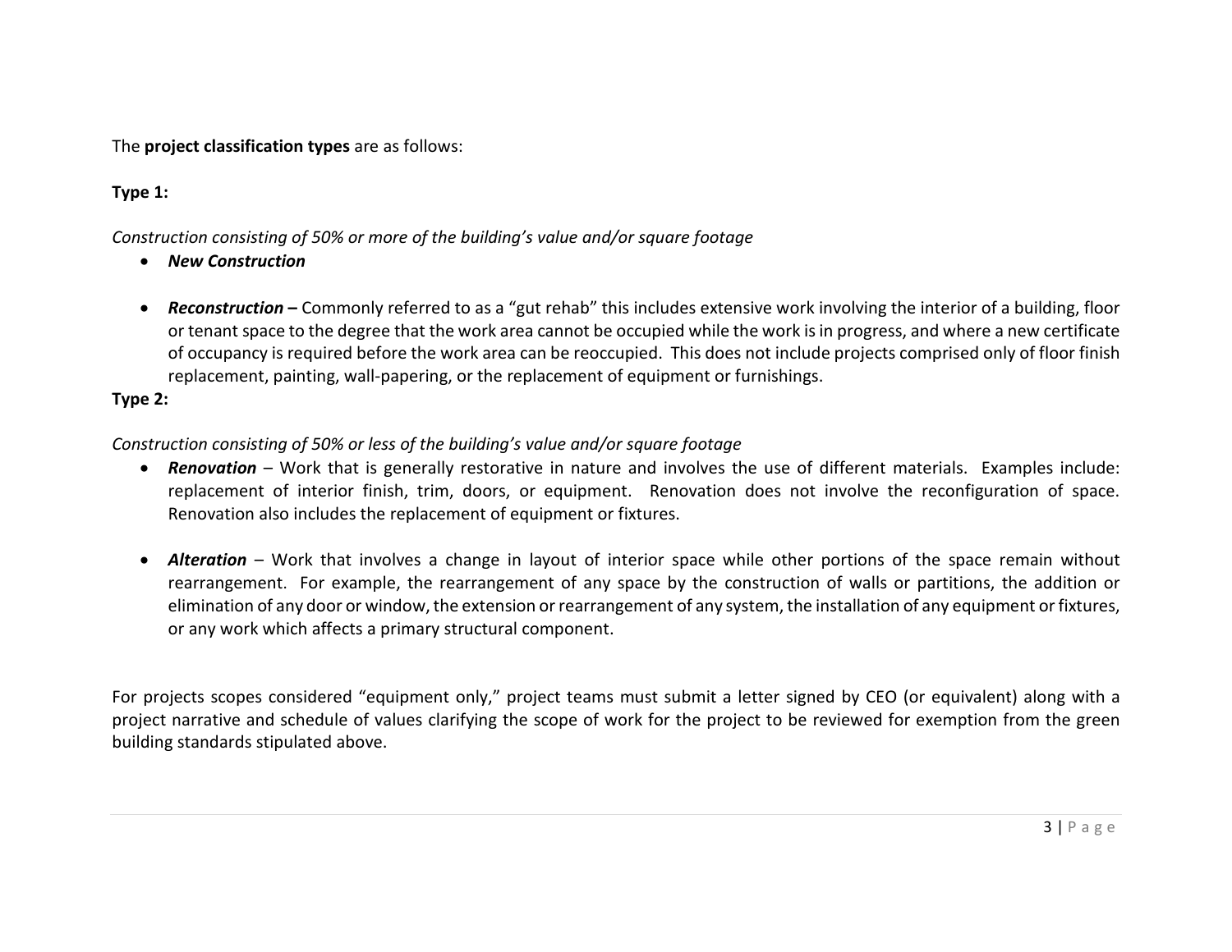The **project classification types** are as follows:

**Type 1:**

*Construction consisting of 50% or more of the building's value and/or square footage*

- ***New Construction***

- ***Reconstruction –*** Commonly referred to as a "gut rehab" this includes extensive work involving the interior of a building, floor or tenant space to the degree that the work area cannot be occupied while the work is in progress, and where a new certificate of occupancy is required before the work area can be reoccupied. This does not include projects comprised only of floor finish replacement, painting, wall-papering, or the replacement of equipment or furnishings.

**Type 2:**

*Construction consisting of 50% or less of the building's value and/or square footage*

- ***Renovation*** – Work that is generally restorative in nature and involves the use of different materials. Examples include: replacement of interior finish, trim, doors, or equipment. Renovation does not involve the reconfiguration of space. Renovation also includes the replacement of equipment or fixtures.

- ***Alteration*** – Work that involves a change in layout of interior space while other portions of the space remain without rearrangement. For example, the rearrangement of any space by the construction of walls or partitions, the addition or elimination of any door or window, the extension or rearrangement of any system, the installation of any equipment or fixtures, or any work which affects a primary structural component.

For projects scopes considered "equipment only," project teams must submit a letter signed by CEO (or equivalent) along with a project narrative and schedule of values clarifying the scope of work for the project to be reviewed for exemption from the green building standards stipulated above.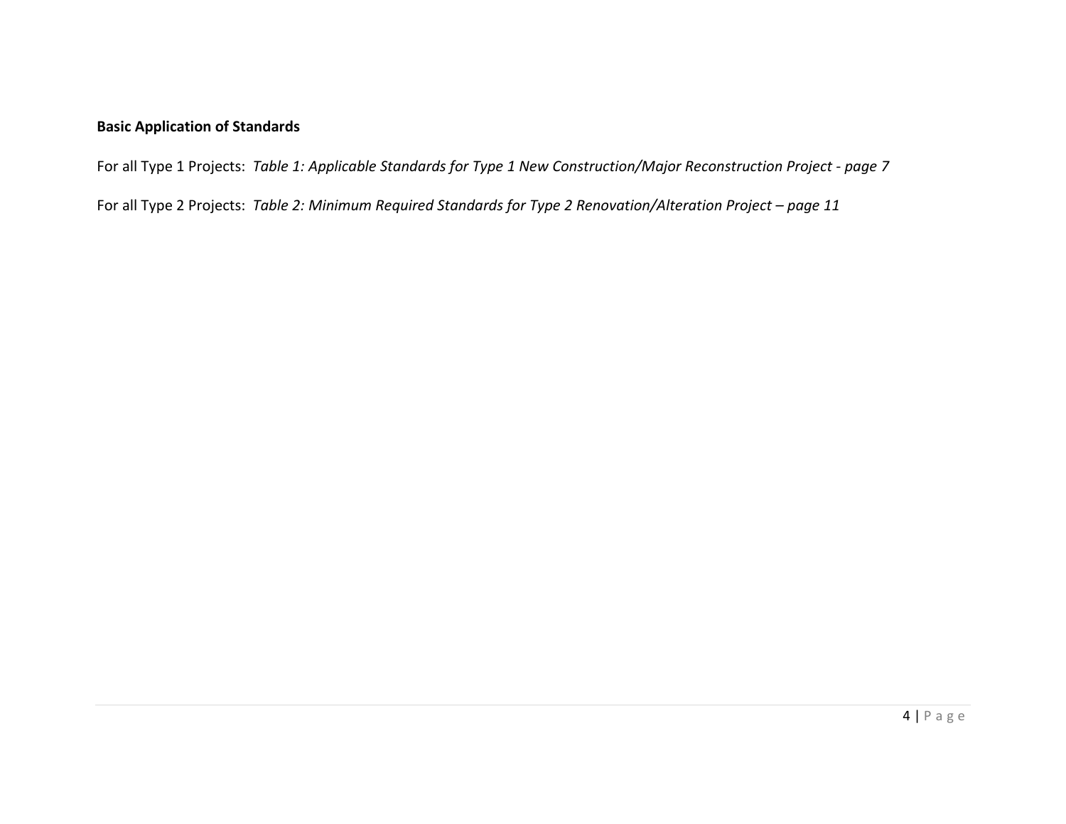**Basic Application of Standards**

For all Type 1 Projects: *Table 1: Applicable Standards for Type 1 New Construction/Major Reconstruction Project - page 7*

For all Type 2 Projects: *Table 2: Minimum Required Standards for Type 2 Renovation/Alteration Project – page 11*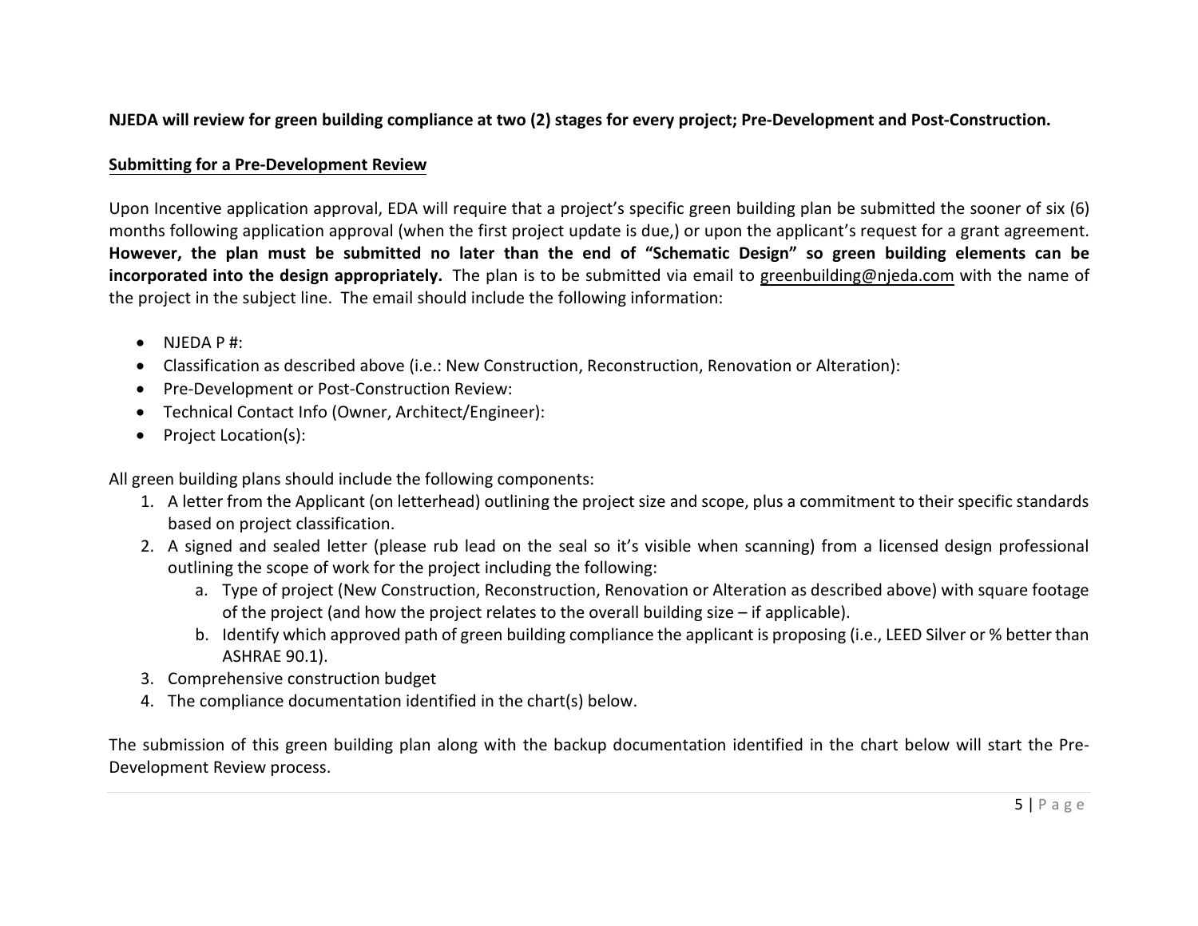**NJEDA will review for green building compliance at two (2) stages for every project; Pre-Development and Post-Construction.**

## Submitting for a Pre-Development Review

Upon Incentive application approval, EDA will require that a project's specific green building plan be submitted the sooner of six (6) months following application approval (when the first project update is due,) or upon the applicant's request for a grant agreement. **However, the plan must be submitted no later than the end of "Schematic Design" so green building elements can be incorporated into the design appropriately.** The plan is to be submitted via email to greenbuilding@njeda.com with the name of the project in the subject line. The email should include the following information:

- NJEDA P #:
- Classification as described above (i.e.: New Construction, Reconstruction, Renovation or Alteration):
- Pre-Development or Post-Construction Review:
- Technical Contact Info (Owner, Architect/Engineer):
- Project Location(s):

All green building plans should include the following components:

1. A letter from the Applicant (on letterhead) outlining the project size and scope, plus a commitment to their specific standards based on project classification.
2. A signed and sealed letter (please rub lead on the seal so it's visible when scanning) from a licensed design professional outlining the scope of work for the project including the following:
   a. Type of project (New Construction, Reconstruction, Renovation or Alteration as described above) with square footage of the project (and how the project relates to the overall building size – if applicable).
   b. Identify which approved path of green building compliance the applicant is proposing (i.e., LEED Silver or % better than ASHRAE 90.1).
3. Comprehensive construction budget
4. The compliance documentation identified in the chart(s) below.

The submission of this green building plan along with the backup documentation identified in the chart below will start the Pre-Development Review process.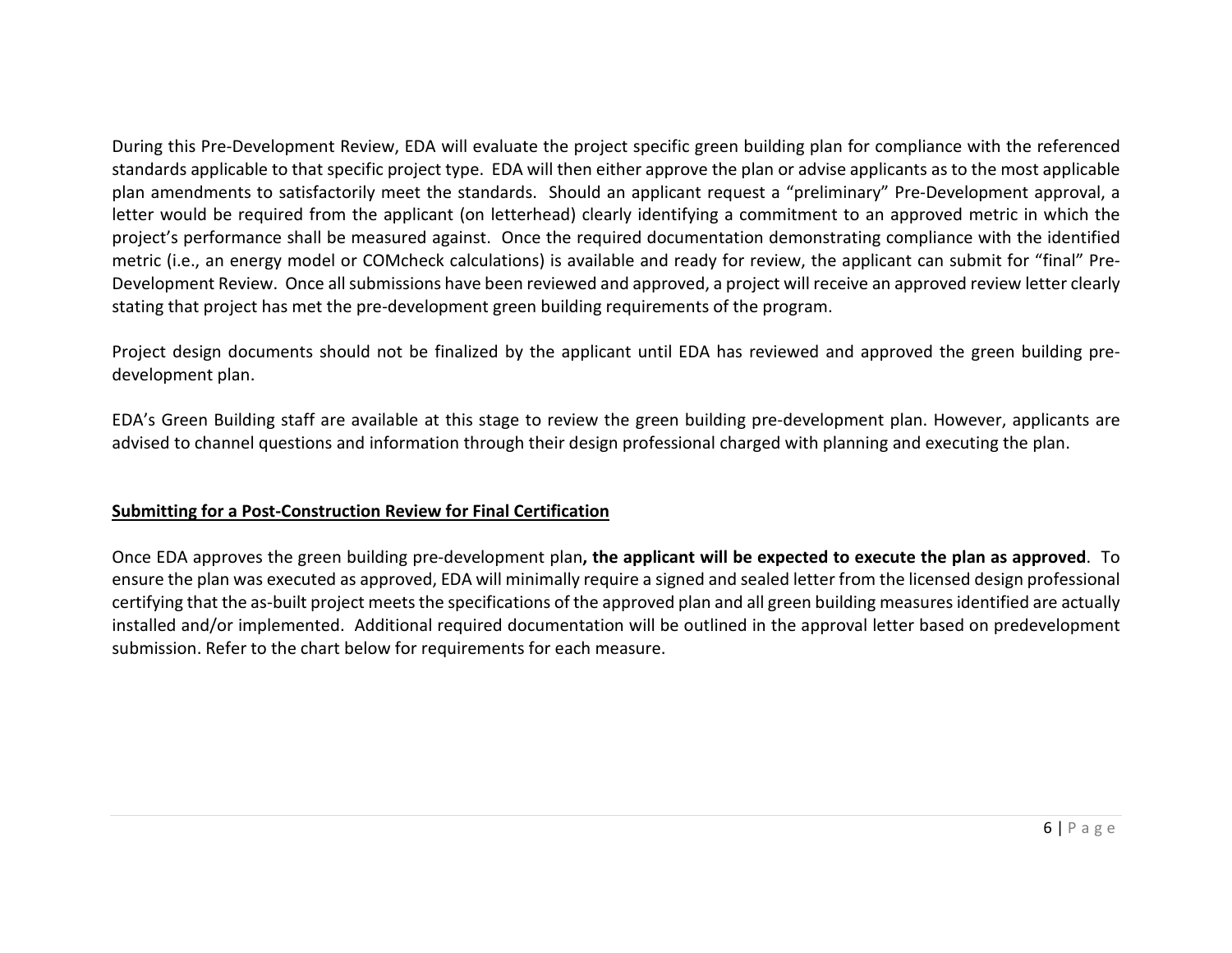During this Pre-Development Review, EDA will evaluate the project specific green building plan for compliance with the referenced standards applicable to that specific project type. EDA will then either approve the plan or advise applicants as to the most applicable plan amendments to satisfactorily meet the standards. Should an applicant request a "preliminary" Pre-Development approval, a letter would be required from the applicant (on letterhead) clearly identifying a commitment to an approved metric in which the project's performance shall be measured against. Once the required documentation demonstrating compliance with the identified metric (i.e., an energy model or COMcheck calculations) is available and ready for review, the applicant can submit for "final" Pre-Development Review. Once all submissions have been reviewed and approved, a project will receive an approved review letter clearly stating that project has met the pre-development green building requirements of the program.

Project design documents should not be finalized by the applicant until EDA has reviewed and approved the green building pre-development plan.

EDA's Green Building staff are available at this stage to review the green building pre-development plan. However, applicants are advised to channel questions and information through their design professional charged with planning and executing the plan.

**Submitting for a Post-Construction Review for Final Certification**

Once EDA approves the green building pre-development plan**, the applicant will be expected to execute the plan as approved**. To ensure the plan was executed as approved, EDA will minimally require a signed and sealed letter from the licensed design professional certifying that the as-built project meets the specifications of the approved plan and all green building measures identified are actually installed and/or implemented. Additional required documentation will be outlined in the approval letter based on predevelopment submission. Refer to the chart below for requirements for each measure.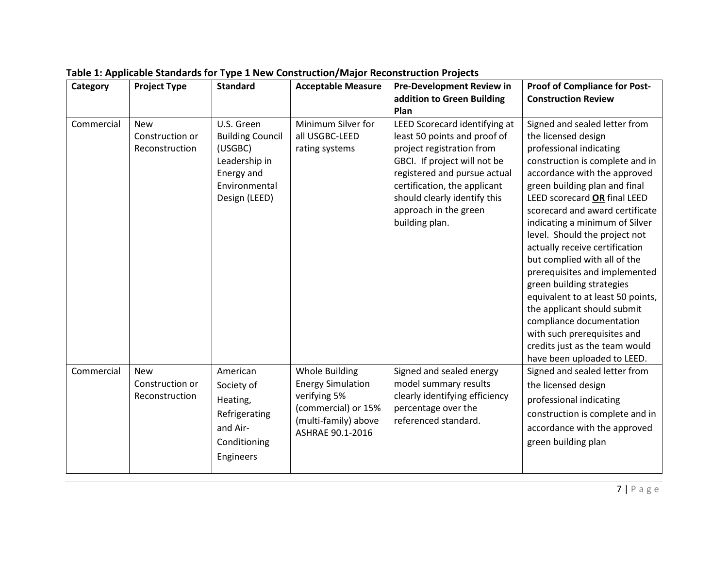**Table 1: Applicable Standards for Type 1 New Construction/Major Reconstruction Projects**

| Category | Project Type | Standard | Acceptable Measure | Pre-Development Review in addition to Green Building Plan | Proof of Compliance for Post-Construction Review |
|---|---|---|---|---|---|
| Commercial | New Construction or Reconstruction | U.S. Green Building Council (USGBC) Leadership in Energy and Environmental Design (LEED) | Minimum Silver for all USGBC-LEED rating systems | LEED Scorecard identifying at least 50 points and proof of project registration from GBCI. If project will not be registered and pursue actual certification, the applicant should clearly identify this approach in the green building plan. | Signed and sealed letter from the licensed design professional indicating construction is complete and in accordance with the approved green building plan and final LEED scorecard **OR** final LEED scorecard and award certificate indicating a minimum of Silver level. Should the project not actually receive certification but complied with all of the prerequisites and implemented green building strategies equivalent to at least 50 points, the applicant should submit compliance documentation with such prerequisites and credits just as the team would have been uploaded to LEED. |
| Commercial | New Construction or Reconstruction | American Society of Heating, Refrigerating and Air-Conditioning Engineers | Whole Building Energy Simulation verifying 5% (commercial) or 15% (multi-family) above ASHRAE 90.1-2016 | Signed and sealed energy model summary results clearly identifying efficiency percentage over the referenced standard. | Signed and sealed letter from the licensed design professional indicating construction is complete and in accordance with the approved green building plan |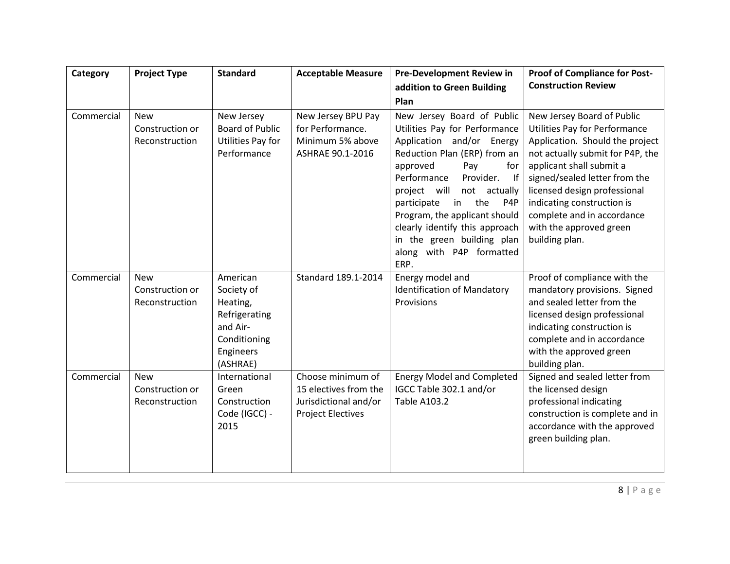| Category | Project Type | Standard | Acceptable Measure | Pre-Development Review in addition to Green Building Plan | Proof of Compliance for Post-Construction Review |
|---|---|---|---|---|---|
| Commercial | New Construction or Reconstruction | New Jersey Board of Public Utilities Pay for Performance | New Jersey BPU Pay for Performance. Minimum 5% above ASHRAE 90.1-2016 | New Jersey Board of Public Utilities Pay for Performance Application and/or Energy Reduction Plan (ERP) from an approved Pay for Performance Provider. If project will not actually participate in the P4P Program, the applicant should clearly identify this approach in the green building plan along with P4P formatted ERP. | New Jersey Board of Public Utilities Pay for Performance Application. Should the project not actually submit for P4P, the applicant shall submit a signed/sealed letter from the licensed design professional indicating construction is complete and in accordance with the approved green building plan. |
| Commercial | New Construction or Reconstruction | American Society of Heating, Refrigerating and Air-Conditioning Engineers (ASHRAE) | Standard 189.1-2014 | Energy model and Identification of Mandatory Provisions | Proof of compliance with the mandatory provisions. Signed and sealed letter from the licensed design professional indicating construction is complete and in accordance with the approved green building plan. |
| Commercial | New Construction or Reconstruction | International Green Construction Code (IGCC) - 2015 | Choose minimum of 15 electives from the Jurisdictional and/or Project Electives | Energy Model and Completed IGCC Table 302.1 and/or Table A103.2 | Signed and sealed letter from the licensed design professional indicating construction is complete and in accordance with the approved green building plan. |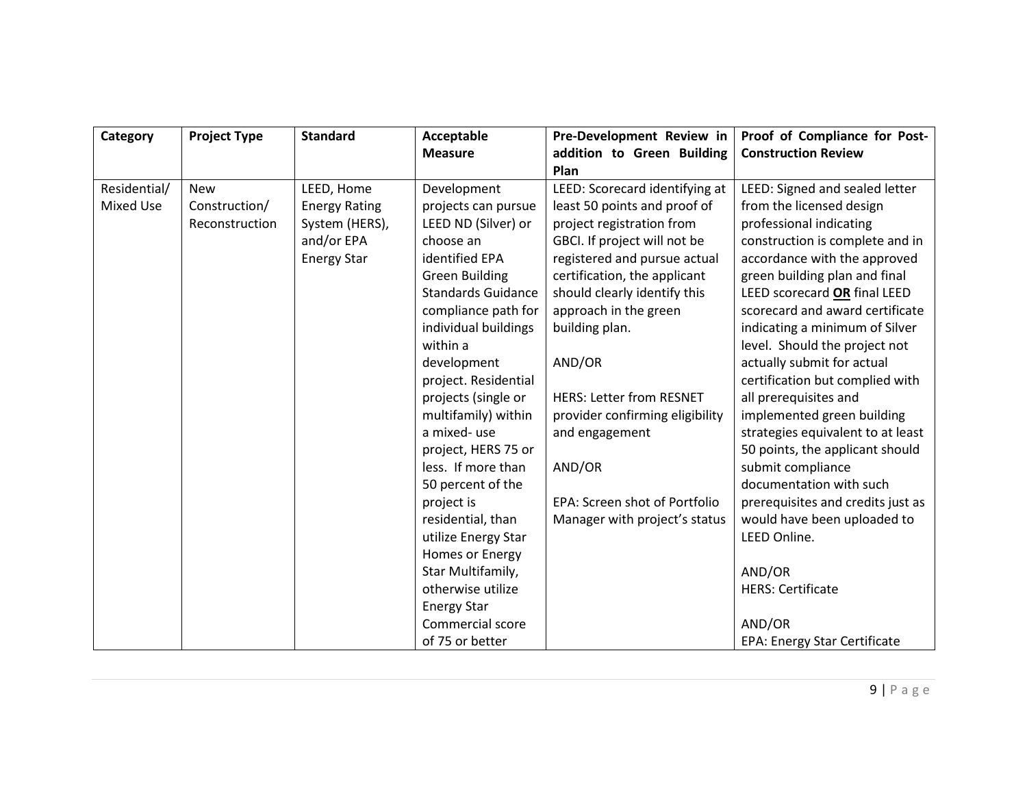| Category | Project Type | Standard | Acceptable Measure | Pre-Development Review in addition to Green Building Plan | Proof of Compliance for Post-Construction Review |
|---|---|---|---|---|---|
| Residential/ Mixed Use | New Construction/ Reconstruction | LEED, Home Energy Rating System (HERS), and/or EPA Energy Star | Development projects can pursue LEED ND (Silver) or choose an identified EPA Green Building Standards Guidance compliance path for individual buildings within a development project. Residential projects (single or multifamily) within a mixed- use project, HERS 75 or less. If more than 50 percent of the project is residential, than utilize Energy Star Homes or Energy Star Multifamily, otherwise utilize Energy Star Commercial score of 75 or better | LEED: Scorecard identifying at least 50 points and proof of project registration from GBCI. If project will not be registered and pursue actual certification, the applicant should clearly identify this approach in the green building plan.<br><br>AND/OR<br><br>HERS: Letter from RESNET provider confirming eligibility and engagement<br><br>AND/OR<br><br>EPA: Screen shot of Portfolio Manager with project's status | LEED: Signed and sealed letter from the licensed design professional indicating construction is complete and in accordance with the approved green building plan and final LEED scorecard **OR** final LEED scorecard and award certificate indicating a minimum of Silver level. Should the project not actually submit for actual certification but complied with all prerequisites and implemented green building strategies equivalent to at least 50 points, the applicant should submit compliance documentation with such prerequisites and credits just as would have been uploaded to LEED Online.<br><br>AND/OR<br>HERS: Certificate<br><br>AND/OR<br>EPA: Energy Star Certificate |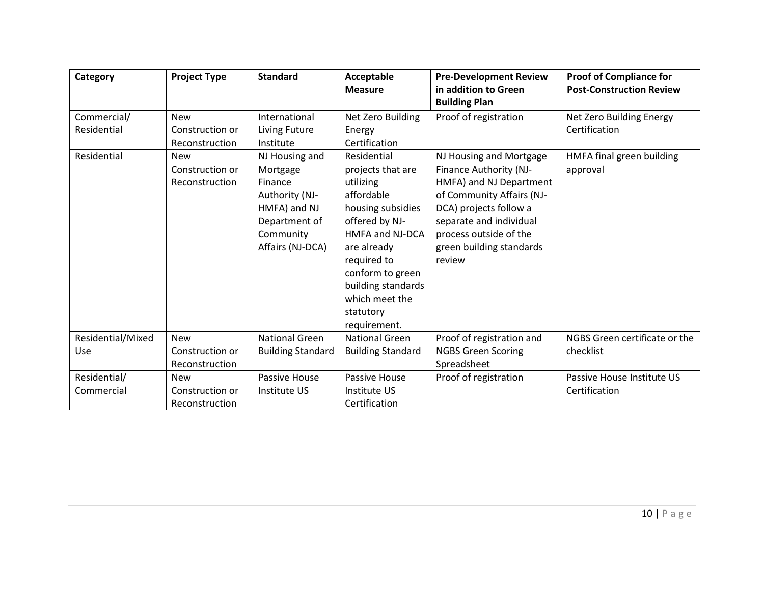| Category | Project Type | Standard | Acceptable Measure | Pre-Development Review in addition to Green Building Plan | Proof of Compliance for Post-Construction Review |
|---|---|---|---|---|---|
| Commercial/ Residential | New Construction or Reconstruction | International Living Future Institute | Net Zero Building Energy Certification | Proof of registration | Net Zero Building Energy Certification |
| Residential | New Construction or Reconstruction | NJ Housing and Mortgage Finance Authority (NJ-HMFA) and NJ Department of Community Affairs (NJ-DCA) | Residential projects that are utilizing affordable housing subsidies offered by NJ-HMFA and NJ-DCA are already required to conform to green building standards which meet the statutory requirement. | NJ Housing and Mortgage Finance Authority (NJ-HMFA) and NJ Department of Community Affairs (NJ-DCA) projects follow a separate and individual process outside of the green building standards review | HMFA final green building approval |
| Residential/Mixed Use | New Construction or Reconstruction | National Green Building Standard | National Green Building Standard | Proof of registration and NGBS Green Scoring Spreadsheet | NGBS Green certificate or the checklist |
| Residential/ Commercial | New Construction or Reconstruction | Passive House Institute US | Passive House Institute US Certification | Proof of registration | Passive House Institute US Certification |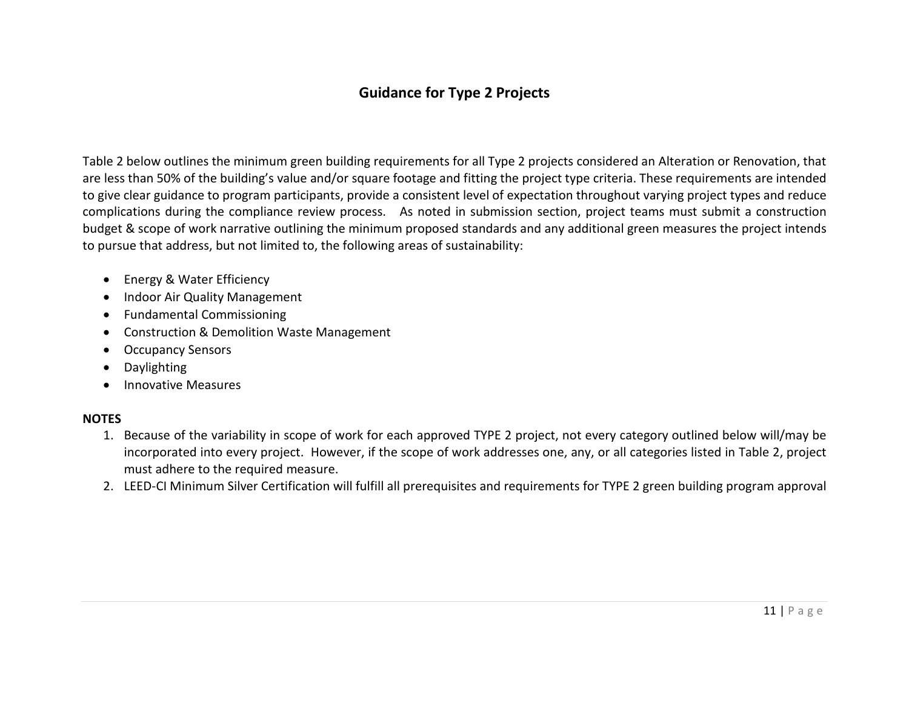## Guidance for Type 2 Projects

Table 2 below outlines the minimum green building requirements for all Type 2 projects considered an Alteration or Renovation, that are less than 50% of the building's value and/or square footage and fitting the project type criteria. These requirements are intended to give clear guidance to program participants, provide a consistent level of expectation throughout varying project types and reduce complications during the compliance review process. As noted in submission section, project teams must submit a construction budget & scope of work narrative outlining the minimum proposed standards and any additional green measures the project intends to pursue that address, but not limited to, the following areas of sustainability:

- Energy & Water Efficiency
- Indoor Air Quality Management
- Fundamental Commissioning
- Construction & Demolition Waste Management
- Occupancy Sensors
- Daylighting
- Innovative Measures

**NOTES**

1. Because of the variability in scope of work for each approved TYPE 2 project, not every category outlined below will/may be incorporated into every project. However, if the scope of work addresses one, any, or all categories listed in Table 2, project must adhere to the required measure.
2. LEED-CI Minimum Silver Certification will fulfill all prerequisites and requirements for TYPE 2 green building program approval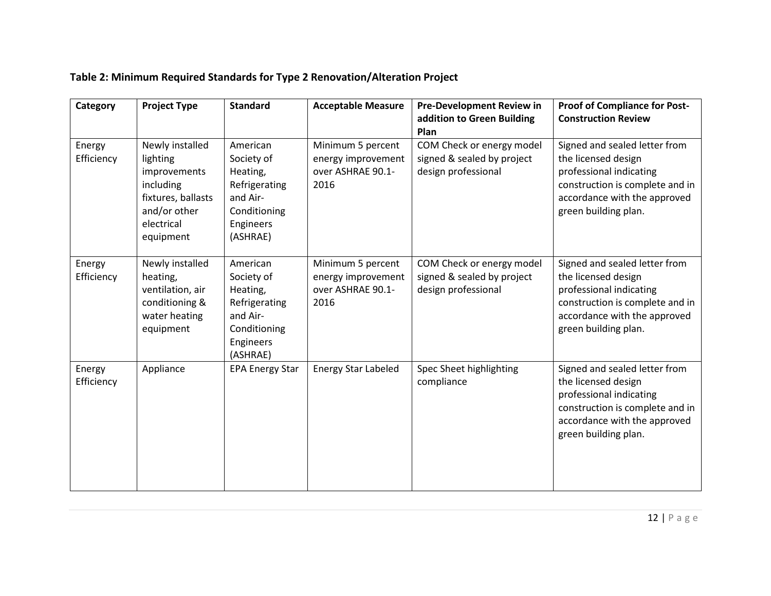**Table 2: Minimum Required Standards for Type 2 Renovation/Alteration Project**

| Category | Project Type | Standard | Acceptable Measure | Pre-Development Review in addition to Green Building Plan | Proof of Compliance for Post-Construction Review |
|---|---|---|---|---|---|
| Energy Efficiency | Newly installed lighting improvements including fixtures, ballasts and/or other electrical equipment | American Society of Heating, Refrigerating and Air-Conditioning Engineers (ASHRAE) | Minimum 5 percent energy improvement over ASHRAE 90.1-2016 | COM Check or energy model signed & sealed by project design professional | Signed and sealed letter from the licensed design professional indicating construction is complete and in accordance with the approved green building plan. |
| Energy Efficiency | Newly installed heating, ventilation, air conditioning & water heating equipment | American Society of Heating, Refrigerating and Air-Conditioning Engineers (ASHRAE) | Minimum 5 percent energy improvement over ASHRAE 90.1-2016 | COM Check or energy model signed & sealed by project design professional | Signed and sealed letter from the licensed design professional indicating construction is complete and in accordance with the approved green building plan. |
| Energy Efficiency | Appliance | EPA Energy Star | Energy Star Labeled | Spec Sheet highlighting compliance | Signed and sealed letter from the licensed design professional indicating construction is complete and in accordance with the approved green building plan. |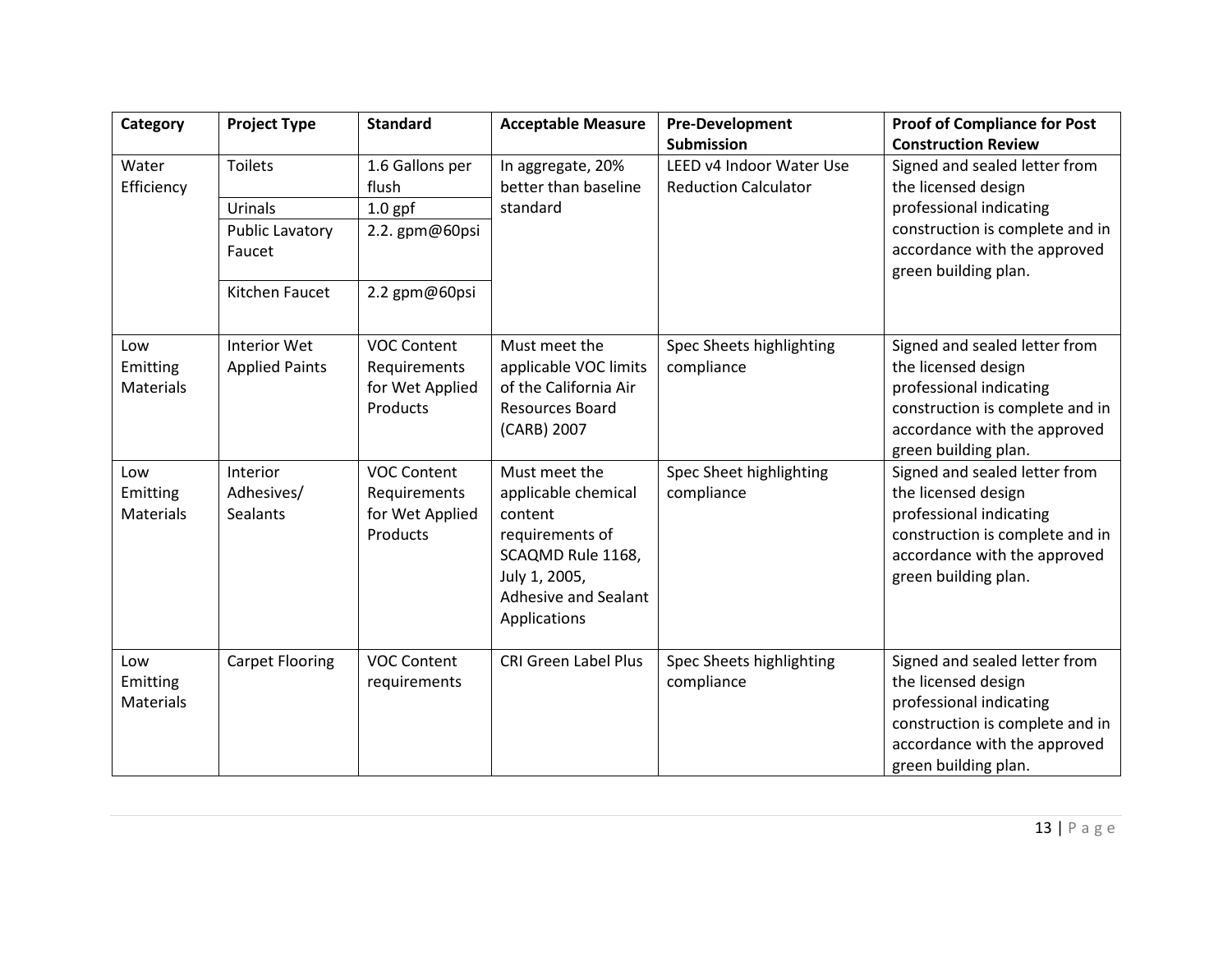| Category | Project Type | Standard | Acceptable Measure | Pre-Development Submission | Proof of Compliance for Post Construction Review |
|---|---|---|---|---|---|
| Water Efficiency | Toilets | 1.6 Gallons per flush | In aggregate, 20% better than baseline standard | LEED v4 Indoor Water Use Reduction Calculator | Signed and sealed letter from the licensed design professional indicating construction is complete and in accordance with the approved green building plan. |
| | Urinals | 1.0 gpf | | | |
| | Public Lavatory Faucet | 2.2. gpm@60psi | | | |
| | Kitchen Faucet | 2.2 gpm@60psi | | | |
| Low Emitting Materials | Interior Wet Applied Paints | VOC Content Requirements for Wet Applied Products | Must meet the applicable VOC limits of the California Air Resources Board (CARB) 2007 | Spec Sheets highlighting compliance | Signed and sealed letter from the licensed design professional indicating construction is complete and in accordance with the approved green building plan. |
| Low Emitting Materials | Interior Adhesives/ Sealants | VOC Content Requirements for Wet Applied Products | Must meet the applicable chemical content requirements of SCAQMD Rule 1168, July 1, 2005, Adhesive and Sealant Applications | Spec Sheet highlighting compliance | Signed and sealed letter from the licensed design professional indicating construction is complete and in accordance with the approved green building plan. |
| Low Emitting Materials | Carpet Flooring | VOC Content requirements | CRI Green Label Plus | Spec Sheets highlighting compliance | Signed and sealed letter from the licensed design professional indicating construction is complete and in accordance with the approved green building plan. |